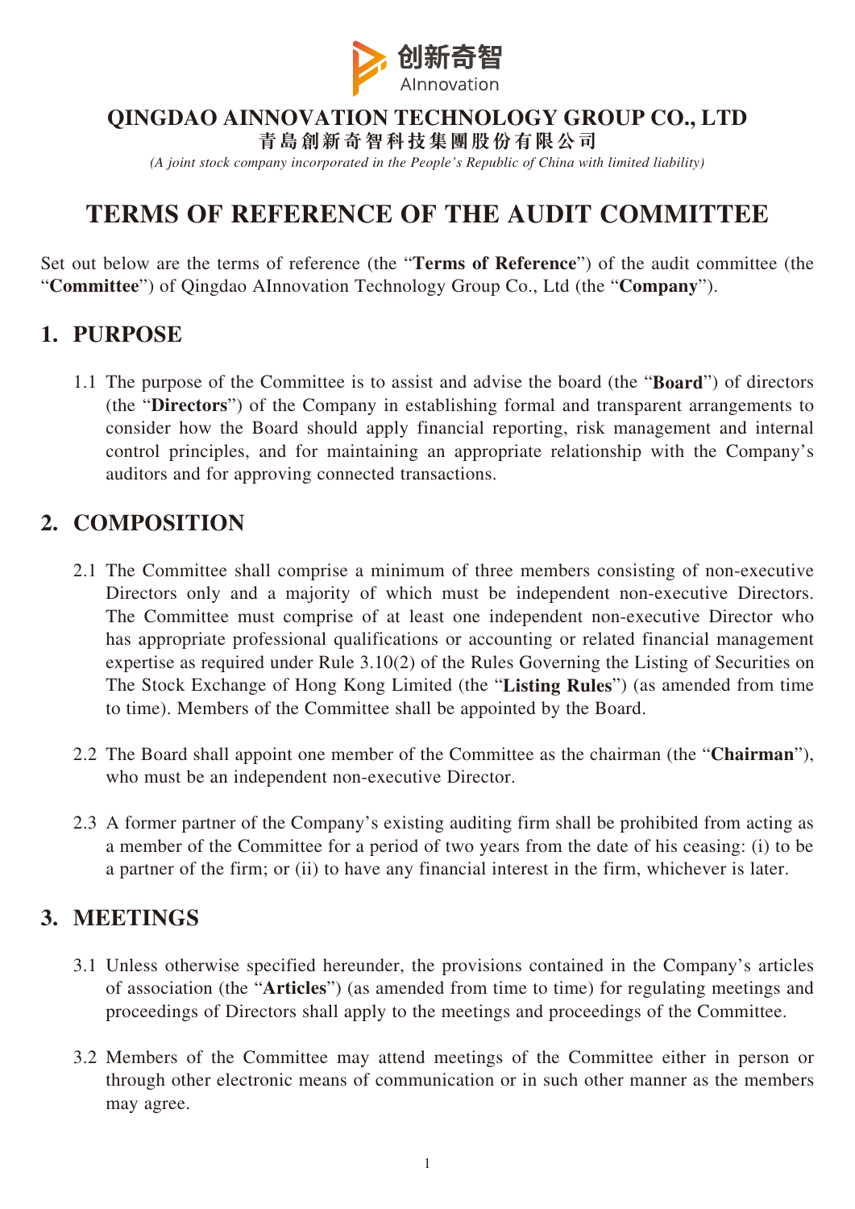**QINGDAO AINNOVATION TECHNOLOGY GROUP CO., LTD**
**青島創新奇智科技集團股份有限公司**
*(A joint stock company incorporated in the People's Republic of China with limited liability)*

# TERMS OF REFERENCE OF THE AUDIT COMMITTEE

Set out below are the terms of reference (the "**Terms of Reference**") of the audit committee (the "**Committee**") of Qingdao AInnovation Technology Group Co., Ltd (the "**Company**").

## 1. PURPOSE

1.1 The purpose of the Committee is to assist and advise the board (the "**Board**") of directors (the "**Directors**") of the Company in establishing formal and transparent arrangements to consider how the Board should apply financial reporting, risk management and internal control principles, and for maintaining an appropriate relationship with the Company's auditors and for approving connected transactions.

## 2. COMPOSITION

2.1 The Committee shall comprise a minimum of three members consisting of non-executive Directors only and a majority of which must be independent non-executive Directors. The Committee must comprise of at least one independent non-executive Director who has appropriate professional qualifications or accounting or related financial management expertise as required under Rule 3.10(2) of the Rules Governing the Listing of Securities on The Stock Exchange of Hong Kong Limited (the "**Listing Rules**") (as amended from time to time). Members of the Committee shall be appointed by the Board.

2.2 The Board shall appoint one member of the Committee as the chairman (the "**Chairman**"), who must be an independent non-executive Director.

2.3 A former partner of the Company's existing auditing firm shall be prohibited from acting as a member of the Committee for a period of two years from the date of his ceasing: (i) to be a partner of the firm; or (ii) to have any financial interest in the firm, whichever is later.

## 3. MEETINGS

3.1 Unless otherwise specified hereunder, the provisions contained in the Company's articles of association (the "**Articles**") (as amended from time to time) for regulating meetings and proceedings of Directors shall apply to the meetings and proceedings of the Committee.

3.2 Members of the Committee may attend meetings of the Committee either in person or through other electronic means of communication or in such other manner as the members may agree.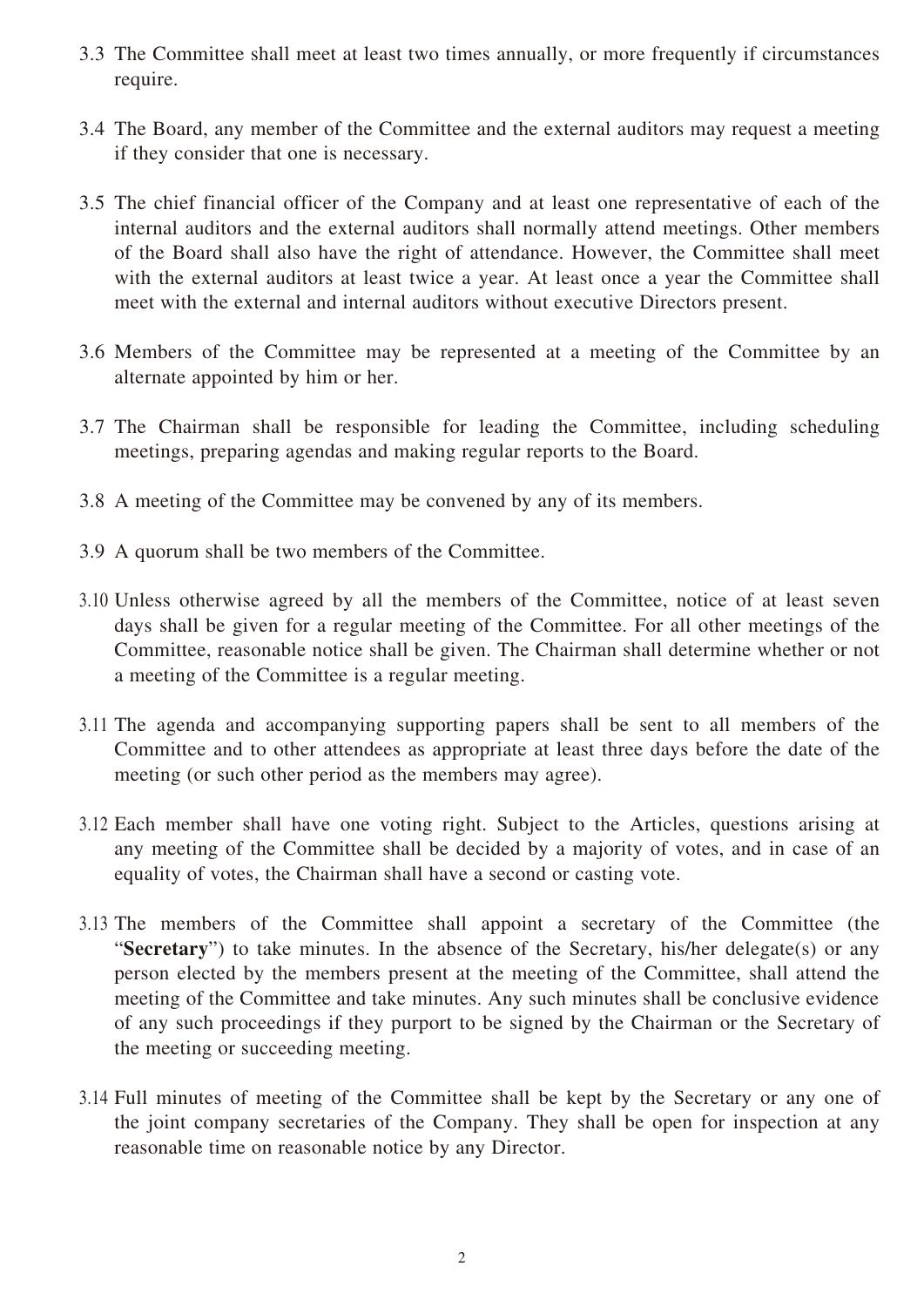3.3 The Committee shall meet at least two times annually, or more frequently if circumstances require.

3.4 The Board, any member of the Committee and the external auditors may request a meeting if they consider that one is necessary.

3.5 The chief financial officer of the Company and at least one representative of each of the internal auditors and the external auditors shall normally attend meetings. Other members of the Board shall also have the right of attendance. However, the Committee shall meet with the external auditors at least twice a year. At least once a year the Committee shall meet with the external and internal auditors without executive Directors present.

3.6 Members of the Committee may be represented at a meeting of the Committee by an alternate appointed by him or her.

3.7 The Chairman shall be responsible for leading the Committee, including scheduling meetings, preparing agendas and making regular reports to the Board.

3.8 A meeting of the Committee may be convened by any of its members.

3.9 A quorum shall be two members of the Committee.

3.10 Unless otherwise agreed by all the members of the Committee, notice of at least seven days shall be given for a regular meeting of the Committee. For all other meetings of the Committee, reasonable notice shall be given. The Chairman shall determine whether or not a meeting of the Committee is a regular meeting.

3.11 The agenda and accompanying supporting papers shall be sent to all members of the Committee and to other attendees as appropriate at least three days before the date of the meeting (or such other period as the members may agree).

3.12 Each member shall have one voting right. Subject to the Articles, questions arising at any meeting of the Committee shall be decided by a majority of votes, and in case of an equality of votes, the Chairman shall have a second or casting vote.

3.13 The members of the Committee shall appoint a secretary of the Committee (the "**Secretary**") to take minutes. In the absence of the Secretary, his/her delegate(s) or any person elected by the members present at the meeting of the Committee, shall attend the meeting of the Committee and take minutes. Any such minutes shall be conclusive evidence of any such proceedings if they purport to be signed by the Chairman or the Secretary of the meeting or succeeding meeting.

3.14 Full minutes of meeting of the Committee shall be kept by the Secretary or any one of the joint company secretaries of the Company. They shall be open for inspection at any reasonable time on reasonable notice by any Director.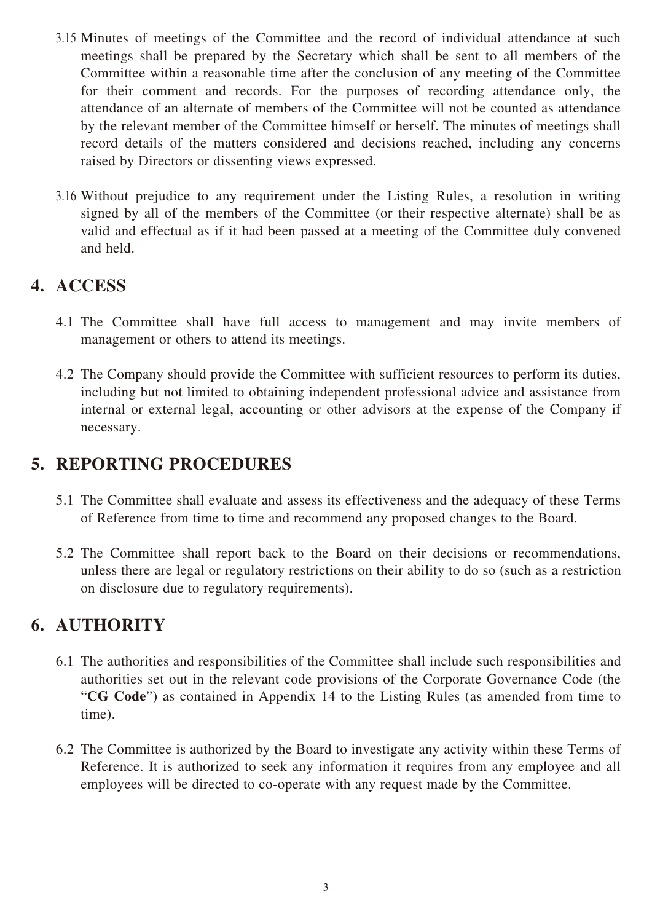3.15 Minutes of meetings of the Committee and the record of individual attendance at such meetings shall be prepared by the Secretary which shall be sent to all members of the Committee within a reasonable time after the conclusion of any meeting of the Committee for their comment and records. For the purposes of recording attendance only, the attendance of an alternate of members of the Committee will not be counted as attendance by the relevant member of the Committee himself or herself. The minutes of meetings shall record details of the matters considered and decisions reached, including any concerns raised by Directors or dissenting views expressed.

3.16 Without prejudice to any requirement under the Listing Rules, a resolution in writing signed by all of the members of the Committee (or their respective alternate) shall be as valid and effectual as if it had been passed at a meeting of the Committee duly convened and held.

## 4. ACCESS

4.1 The Committee shall have full access to management and may invite members of management or others to attend its meetings.

4.2 The Company should provide the Committee with sufficient resources to perform its duties, including but not limited to obtaining independent professional advice and assistance from internal or external legal, accounting or other advisors at the expense of the Company if necessary.

## 5. REPORTING PROCEDURES

5.1 The Committee shall evaluate and assess its effectiveness and the adequacy of these Terms of Reference from time to time and recommend any proposed changes to the Board.

5.2 The Committee shall report back to the Board on their decisions or recommendations, unless there are legal or regulatory restrictions on their ability to do so (such as a restriction on disclosure due to regulatory requirements).

## 6. AUTHORITY

6.1 The authorities and responsibilities of the Committee shall include such responsibilities and authorities set out in the relevant code provisions of the Corporate Governance Code (the "**CG Code**") as contained in Appendix 14 to the Listing Rules (as amended from time to time).

6.2 The Committee is authorized by the Board to investigate any activity within these Terms of Reference. It is authorized to seek any information it requires from any employee and all employees will be directed to co-operate with any request made by the Committee.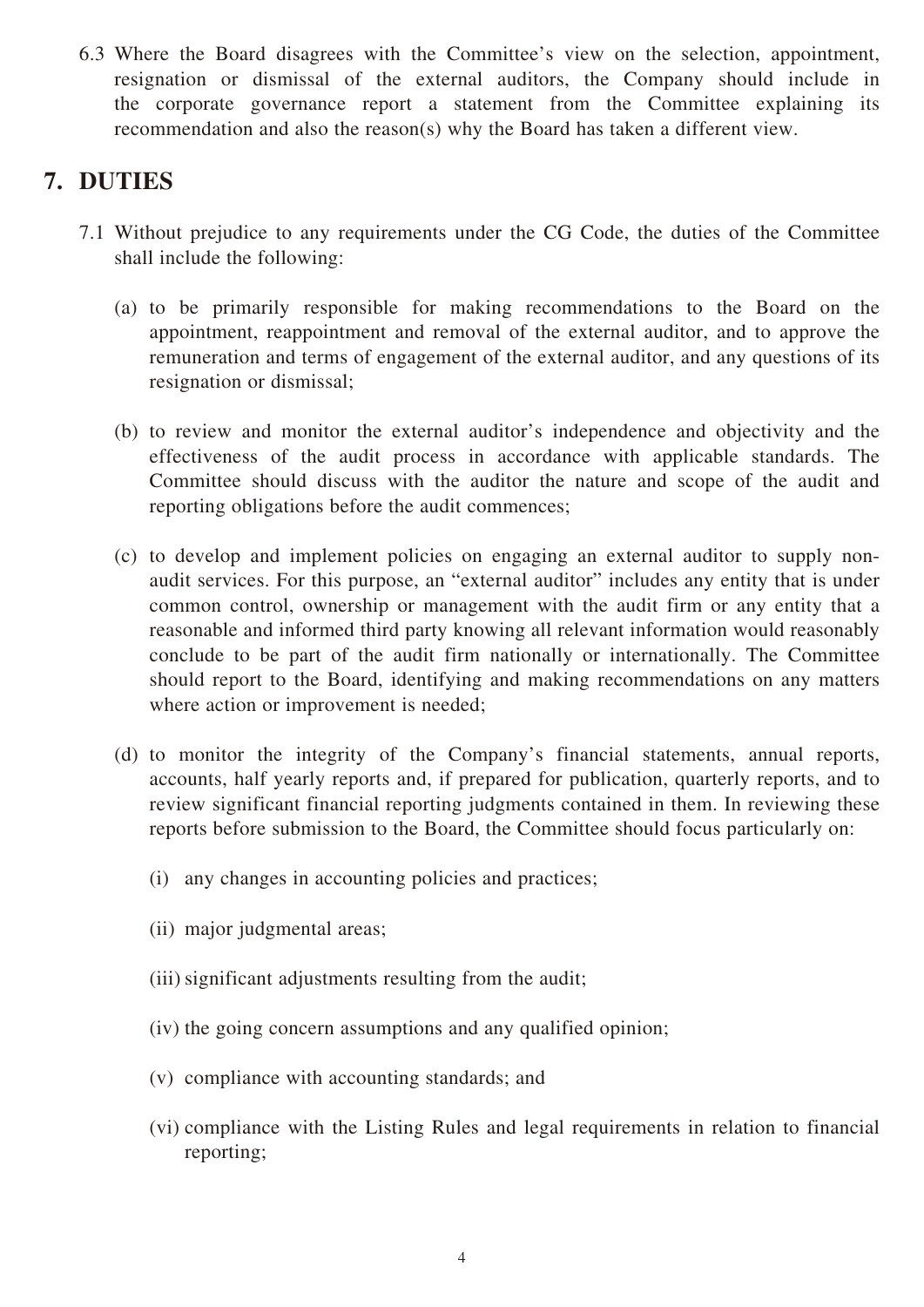6.3 Where the Board disagrees with the Committee's view on the selection, appointment, resignation or dismissal of the external auditors, the Company should include in the corporate governance report a statement from the Committee explaining its recommendation and also the reason(s) why the Board has taken a different view.

## 7. DUTIES

7.1 Without prejudice to any requirements under the CG Code, the duties of the Committee shall include the following:

(a) to be primarily responsible for making recommendations to the Board on the appointment, reappointment and removal of the external auditor, and to approve the remuneration and terms of engagement of the external auditor, and any questions of its resignation or dismissal;

(b) to review and monitor the external auditor's independence and objectivity and the effectiveness of the audit process in accordance with applicable standards. The Committee should discuss with the auditor the nature and scope of the audit and reporting obligations before the audit commences;

(c) to develop and implement policies on engaging an external auditor to supply non-audit services. For this purpose, an "external auditor" includes any entity that is under common control, ownership or management with the audit firm or any entity that a reasonable and informed third party knowing all relevant information would reasonably conclude to be part of the audit firm nationally or internationally. The Committee should report to the Board, identifying and making recommendations on any matters where action or improvement is needed;

(d) to monitor the integrity of the Company's financial statements, annual reports, accounts, half yearly reports and, if prepared for publication, quarterly reports, and to review significant financial reporting judgments contained in them. In reviewing these reports before submission to the Board, the Committee should focus particularly on:

(i) any changes in accounting policies and practices;

(ii) major judgmental areas;

(iii) significant adjustments resulting from the audit;

(iv) the going concern assumptions and any qualified opinion;

(v) compliance with accounting standards; and

(vi) compliance with the Listing Rules and legal requirements in relation to financial reporting;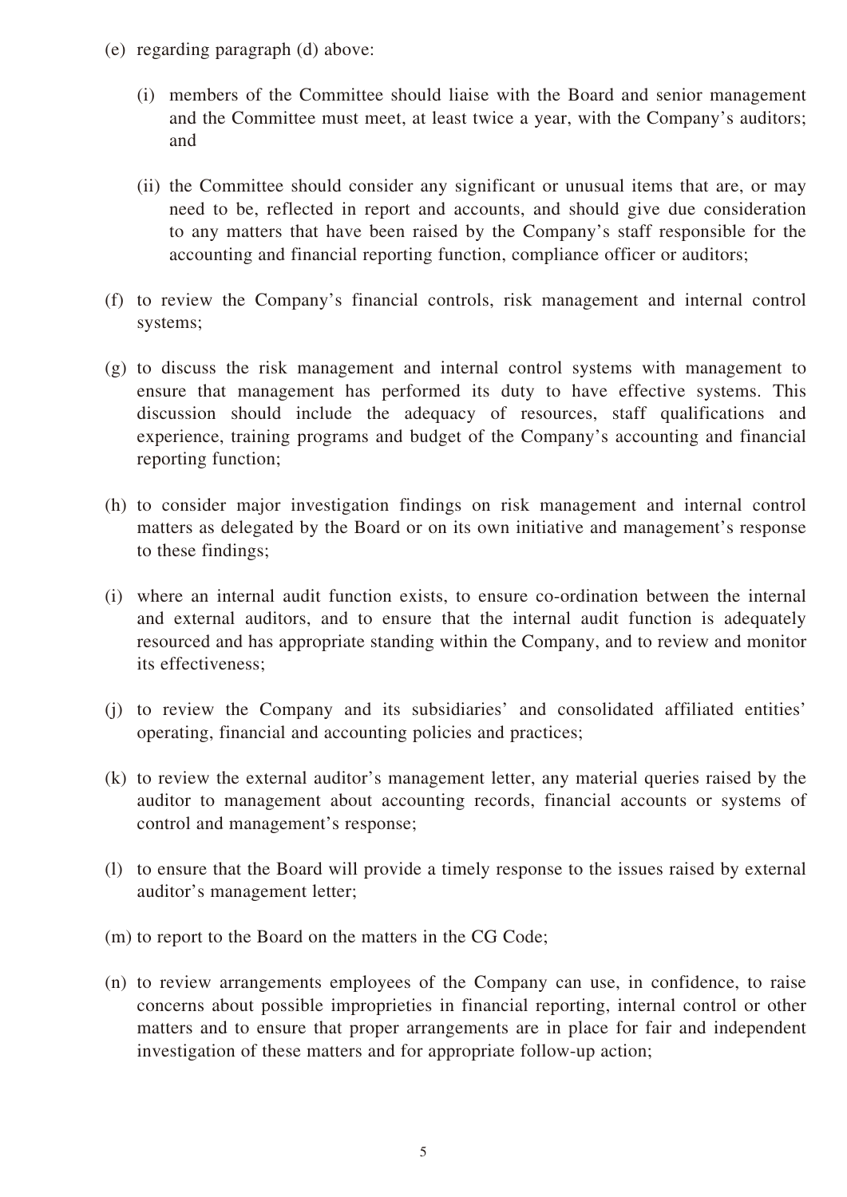(e) regarding paragraph (d) above:

   (i) members of the Committee should liaise with the Board and senior management and the Committee must meet, at least twice a year, with the Company's auditors; and

   (ii) the Committee should consider any significant or unusual items that are, or may need to be, reflected in report and accounts, and should give due consideration to any matters that have been raised by the Company's staff responsible for the accounting and financial reporting function, compliance officer or auditors;

(f) to review the Company's financial controls, risk management and internal control systems;

(g) to discuss the risk management and internal control systems with management to ensure that management has performed its duty to have effective systems. This discussion should include the adequacy of resources, staff qualifications and experience, training programs and budget of the Company's accounting and financial reporting function;

(h) to consider major investigation findings on risk management and internal control matters as delegated by the Board or on its own initiative and management's response to these findings;

(i) where an internal audit function exists, to ensure co-ordination between the internal and external auditors, and to ensure that the internal audit function is adequately resourced and has appropriate standing within the Company, and to review and monitor its effectiveness;

(j) to review the Company and its subsidiaries' and consolidated affiliated entities' operating, financial and accounting policies and practices;

(k) to review the external auditor's management letter, any material queries raised by the auditor to management about accounting records, financial accounts or systems of control and management's response;

(l) to ensure that the Board will provide a timely response to the issues raised by external auditor's management letter;

(m) to report to the Board on the matters in the CG Code;

(n) to review arrangements employees of the Company can use, in confidence, to raise concerns about possible improprieties in financial reporting, internal control or other matters and to ensure that proper arrangements are in place for fair and independent investigation of these matters and for appropriate follow-up action;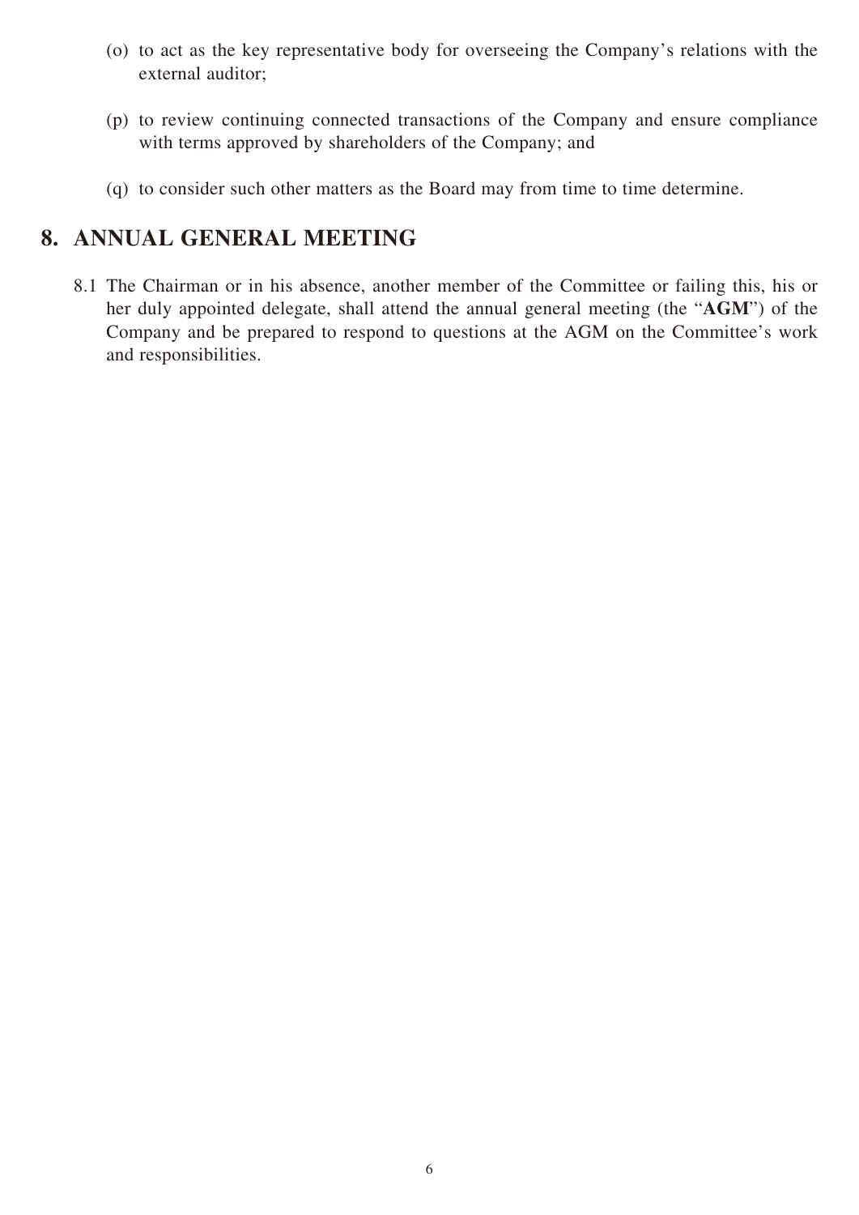(o) to act as the key representative body for overseeing the Company's relations with the external auditor;

(p) to review continuing connected transactions of the Company and ensure compliance with terms approved by shareholders of the Company; and

(q) to consider such other matters as the Board may from time to time determine.

## 8. ANNUAL GENERAL MEETING

8.1 The Chairman or in his absence, another member of the Committee or failing this, his or her duly appointed delegate, shall attend the annual general meeting (the "**AGM**") of the Company and be prepared to respond to questions at the AGM on the Committee's work and responsibilities.